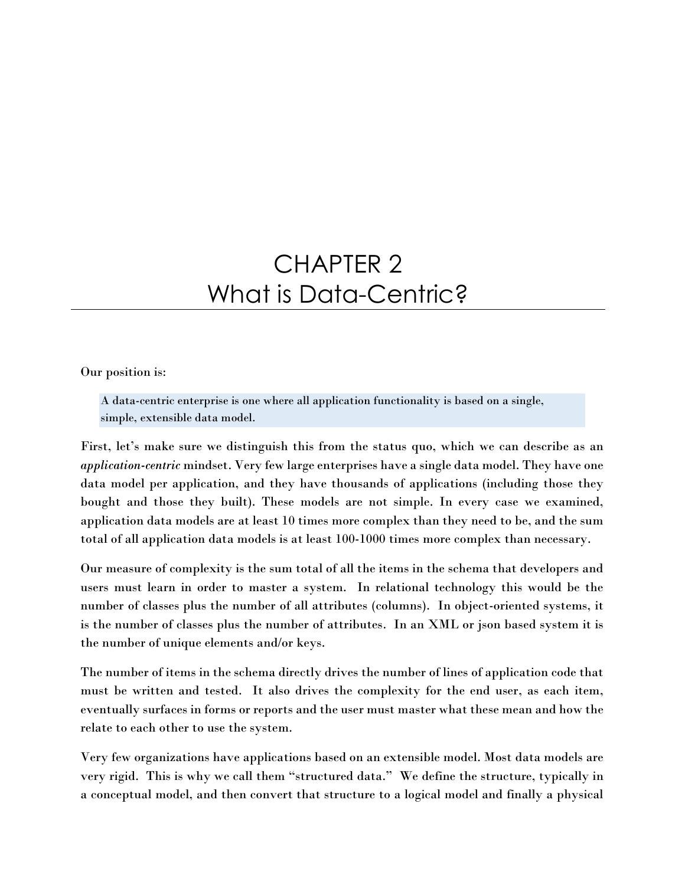# CHAPTER 2
# What is Data-Centric?

Our position is:

> A data-centric enterprise is one where all application functionality is based on a single, simple, extensible data model.

First, let's make sure we distinguish this from the status quo, which we can describe as an *application-centric* mindset. Very few large enterprises have a single data model. They have one data model per application, and they have thousands of applications (including those they bought and those they built). These models are not simple. In every case we examined, application data models are at least 10 times more complex than they need to be, and the sum total of all application data models is at least 100-1000 times more complex than necessary.

Our measure of complexity is the sum total of all the items in the schema that developers and users must learn in order to master a system. In relational technology this would be the number of classes plus the number of all attributes (columns). In object-oriented systems, it is the number of classes plus the number of attributes. In an XML or json based system it is the number of unique elements and/or keys.

The number of items in the schema directly drives the number of lines of application code that must be written and tested. It also drives the complexity for the end user, as each item, eventually surfaces in forms or reports and the user must master what these mean and how the relate to each other to use the system.

Very few organizations have applications based on an extensible model. Most data models are very rigid. This is why we call them "structured data." We define the structure, typically in a conceptual model, and then convert that structure to a logical model and finally a physical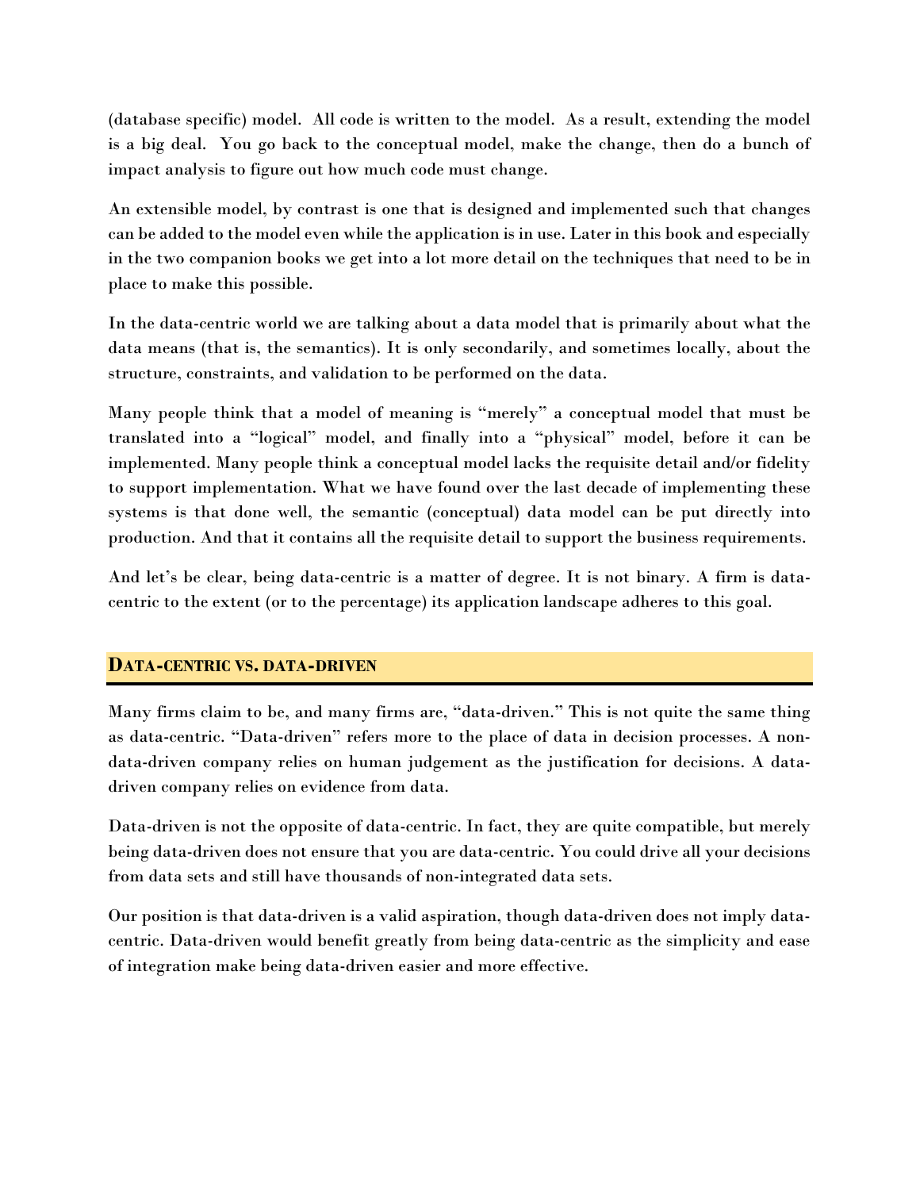(database specific) model. All code is written to the model. As a result, extending the model is a big deal. You go back to the conceptual model, make the change, then do a bunch of impact analysis to figure out how much code must change.

An extensible model, by contrast is one that is designed and implemented such that changes can be added to the model even while the application is in use. Later in this book and especially in the two companion books we get into a lot more detail on the techniques that need to be in place to make this possible.

In the data-centric world we are talking about a data model that is primarily about what the data means (that is, the semantics). It is only secondarily, and sometimes locally, about the structure, constraints, and validation to be performed on the data.

Many people think that a model of meaning is "merely" a conceptual model that must be translated into a "logical" model, and finally into a "physical" model, before it can be implemented. Many people think a conceptual model lacks the requisite detail and/or fidelity to support implementation. What we have found over the last decade of implementing these systems is that done well, the semantic (conceptual) data model can be put directly into production. And that it contains all the requisite detail to support the business requirements.

And let's be clear, being data-centric is a matter of degree. It is not binary. A firm is data-centric to the extent (or to the percentage) its application landscape adheres to this goal.

## DATA-CENTRIC VS. DATA-DRIVEN

Many firms claim to be, and many firms are, "data-driven." This is not quite the same thing as data-centric. "Data-driven" refers more to the place of data in decision processes. A non-data-driven company relies on human judgement as the justification for decisions. A data-driven company relies on evidence from data.

Data-driven is not the opposite of data-centric. In fact, they are quite compatible, but merely being data-driven does not ensure that you are data-centric. You could drive all your decisions from data sets and still have thousands of non-integrated data sets.

Our position is that data-driven is a valid aspiration, though data-driven does not imply data-centric. Data-driven would benefit greatly from being data-centric as the simplicity and ease of integration make being data-driven easier and more effective.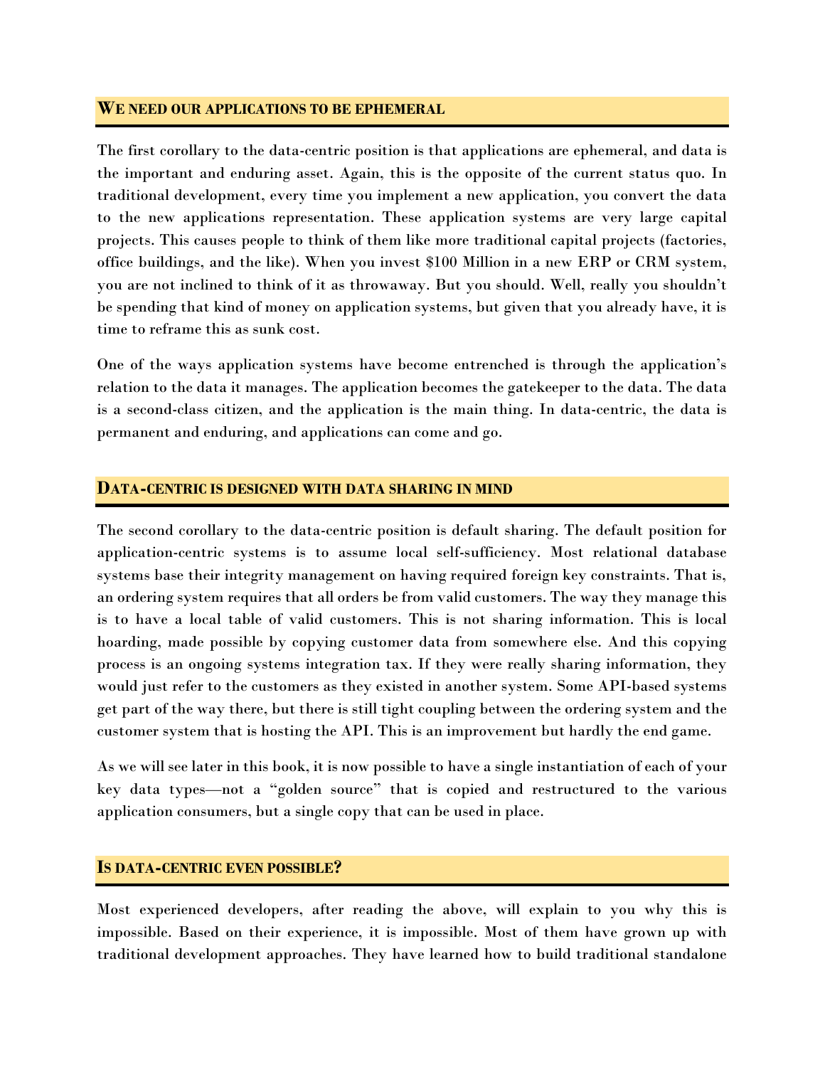## We need our applications to be ephemeral

The first corollary to the data-centric position is that applications are ephemeral, and data is the important and enduring asset. Again, this is the opposite of the current status quo. In traditional development, every time you implement a new application, you convert the data to the new applications representation. These application systems are very large capital projects. This causes people to think of them like more traditional capital projects (factories, office buildings, and the like). When you invest $100 Million in a new ERP or CRM system, you are not inclined to think of it as throwaway. But you should. Well, really you shouldn't be spending that kind of money on application systems, but given that you already have, it is time to reframe this as sunk cost.

One of the ways application systems have become entrenched is through the application's relation to the data it manages. The application becomes the gatekeeper to the data. The data is a second-class citizen, and the application is the main thing. In data-centric, the data is permanent and enduring, and applications can come and go.

## Data-centric is designed with data sharing in mind

The second corollary to the data-centric position is default sharing. The default position for application-centric systems is to assume local self-sufficiency. Most relational database systems base their integrity management on having required foreign key constraints. That is, an ordering system requires that all orders be from valid customers. The way they manage this is to have a local table of valid customers. This is not sharing information. This is local hoarding, made possible by copying customer data from somewhere else. And this copying process is an ongoing systems integration tax. If they were really sharing information, they would just refer to the customers as they existed in another system. Some API-based systems get part of the way there, but there is still tight coupling between the ordering system and the customer system that is hosting the API. This is an improvement but hardly the end game.

As we will see later in this book, it is now possible to have a single instantiation of each of your key data types—not a "golden source" that is copied and restructured to the various application consumers, but a single copy that can be used in place.

## Is data-centric even possible?

Most experienced developers, after reading the above, will explain to you why this is impossible. Based on their experience, it is impossible. Most of them have grown up with traditional development approaches. They have learned how to build traditional standalone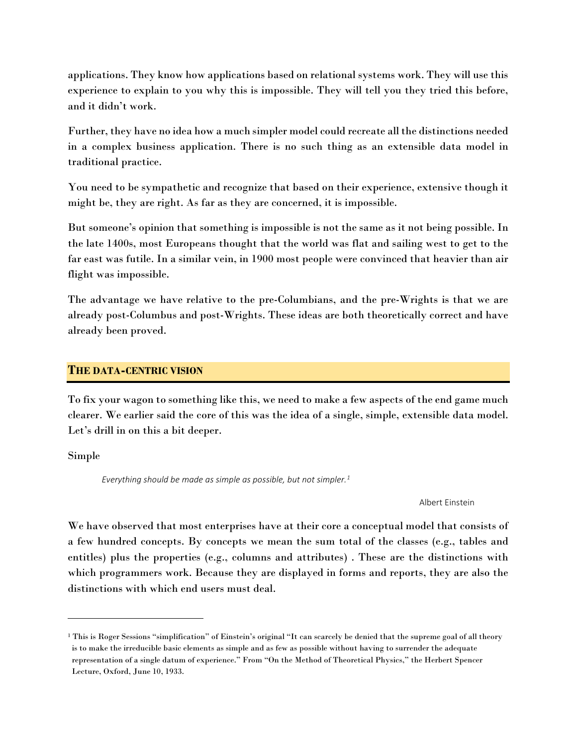applications. They know how applications based on relational systems work. They will use this experience to explain to you why this is impossible. They will tell you they tried this before, and it didn't work.

Further, they have no idea how a much simpler model could recreate all the distinctions needed in a complex business application. There is no such thing as an extensible data model in traditional practice.

You need to be sympathetic and recognize that based on their experience, extensive though it might be, they are right. As far as they are concerned, it is impossible.

But someone's opinion that something is impossible is not the same as it not being possible. In the late 1400s, most Europeans thought that the world was flat and sailing west to get to the far east was futile. In a similar vein, in 1900 most people were convinced that heavier than air flight was impossible.

The advantage we have relative to the pre-Columbians, and the pre-Wrights is that we are already post-Columbus and post-Wrights. These ideas are both theoretically correct and have already been proved.

## THE DATA-CENTRIC VISION

To fix your wagon to something like this, we need to make a few aspects of the end game much clearer. We earlier said the core of this was the idea of a single, simple, extensible data model. Let's drill in on this a bit deeper.

### Simple

> *Everything should be made as simple as possible, but not simpler.*[1]
>
> Albert Einstein

We have observed that most enterprises have at their core a conceptual model that consists of a few hundred concepts. By concepts we mean the sum total of the classes (e.g., tables and entitles) plus the properties (e.g., columns and attributes) . These are the distinctions with which programmers work. Because they are displayed in forms and reports, they are also the distinctions with which end users must deal.

---

[1] This is Roger Sessions "simplification" of Einstein's original "It can scarcely be denied that the supreme goal of all theory is to make the irreducible basic elements as simple and as few as possible without having to surrender the adequate representation of a single datum of experience." From "On the Method of Theoretical Physics," the Herbert Spencer Lecture, Oxford, June 10, 1933.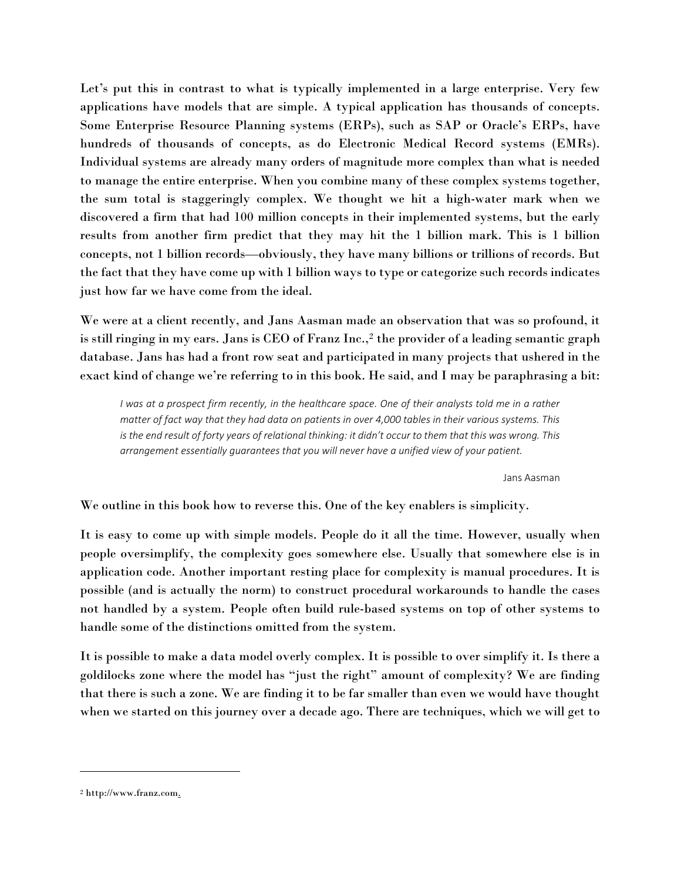Let's put this in contrast to what is typically implemented in a large enterprise. Very few applications have models that are simple. A typical application has thousands of concepts. Some Enterprise Resource Planning systems (ERPs), such as SAP or Oracle's ERPs, have hundreds of thousands of concepts, as do Electronic Medical Record systems (EMRs). Individual systems are already many orders of magnitude more complex than what is needed to manage the entire enterprise. When you combine many of these complex systems together, the sum total is staggeringly complex. We thought we hit a high-water mark when we discovered a firm that had 100 million concepts in their implemented systems, but the early results from another firm predict that they may hit the 1 billion mark. This is 1 billion concepts, not 1 billion records—obviously, they have many billions or trillions of records. But the fact that they have come up with 1 billion ways to type or categorize such records indicates just how far we have come from the ideal.

We were at a client recently, and Jans Aasman made an observation that was so profound, it is still ringing in my ears. Jans is CEO of Franz Inc.,[2] the provider of a leading semantic graph database. Jans has had a front row seat and participated in many projects that ushered in the exact kind of change we're referring to in this book. He said, and I may be paraphrasing a bit:

> *I was at a prospect firm recently, in the healthcare space. One of their analysts told me in a rather matter of fact way that they had data on patients in over 4,000 tables in their various systems. This is the end result of forty years of relational thinking: it didn't occur to them that this was wrong. This arrangement essentially guarantees that you will never have a unified view of your patient.*
>
> Jans Aasman

We outline in this book how to reverse this. One of the key enablers is simplicity.

It is easy to come up with simple models. People do it all the time. However, usually when people oversimplify, the complexity goes somewhere else. Usually that somewhere else is in application code. Another important resting place for complexity is manual procedures. It is possible (and is actually the norm) to construct procedural workarounds to handle the cases not handled by a system. People often build rule-based systems on top of other systems to handle some of the distinctions omitted from the system.

It is possible to make a data model overly complex. It is possible to over simplify it. Is there a goldilocks zone where the model has "just the right" amount of complexity? We are finding that there is such a zone. We are finding it to be far smaller than even we would have thought when we started on this journey over a decade ago. There are techniques, which we will get to

---

[2] http://www.franz.com.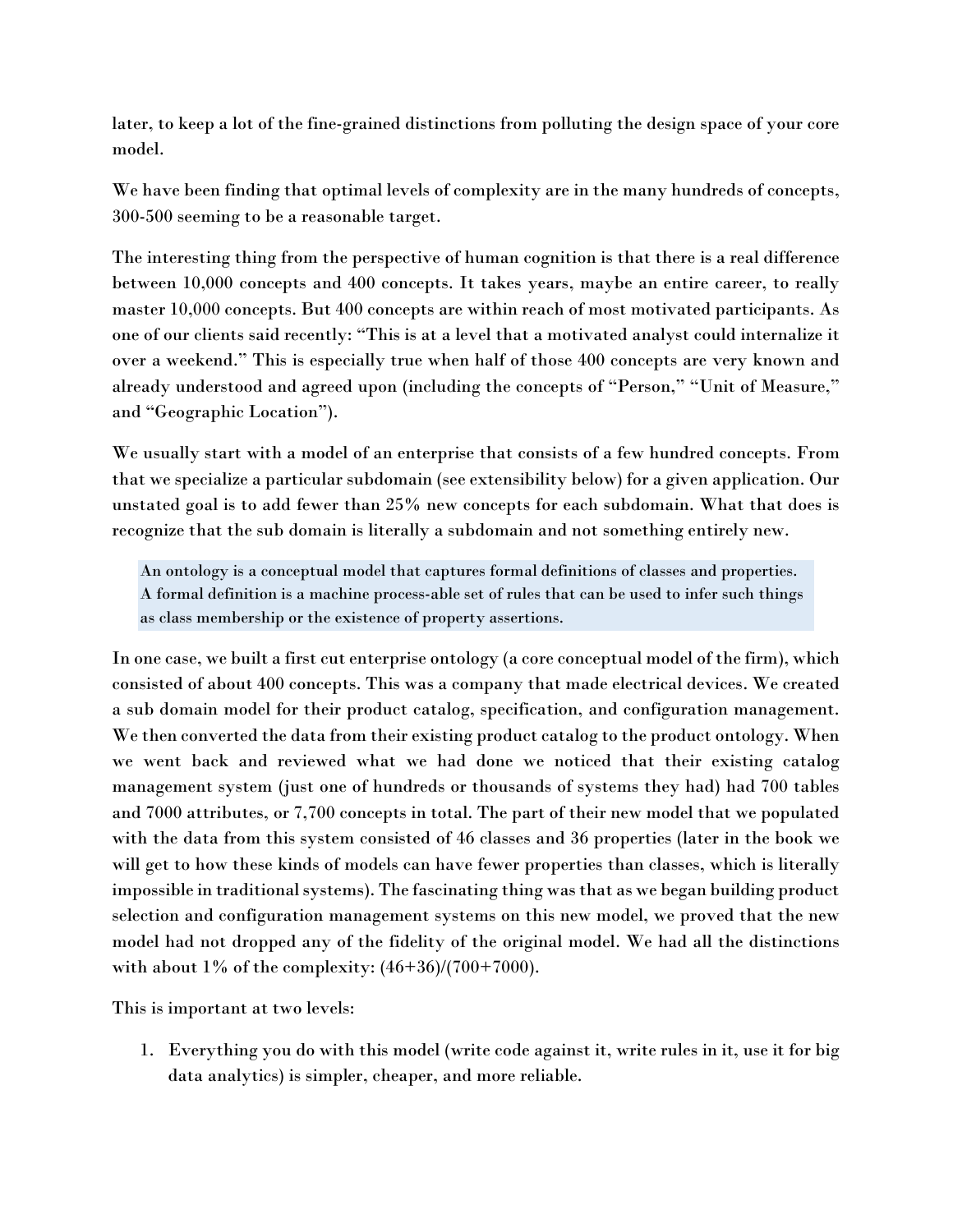later, to keep a lot of the fine-grained distinctions from polluting the design space of your core model.

We have been finding that optimal levels of complexity are in the many hundreds of concepts, 300-500 seeming to be a reasonable target.

The interesting thing from the perspective of human cognition is that there is a real difference between 10,000 concepts and 400 concepts. It takes years, maybe an entire career, to really master 10,000 concepts. But 400 concepts are within reach of most motivated participants. As one of our clients said recently: "This is at a level that a motivated analyst could internalize it over a weekend." This is especially true when half of those 400 concepts are very known and already understood and agreed upon (including the concepts of "Person," "Unit of Measure," and "Geographic Location").

We usually start with a model of an enterprise that consists of a few hundred concepts. From that we specialize a particular subdomain (see extensibility below) for a given application. Our unstated goal is to add fewer than 25% new concepts for each subdomain. What that does is recognize that the sub domain is literally a subdomain and not something entirely new.

> An ontology is a conceptual model that captures formal definitions of classes and properties. A formal definition is a machine process-able set of rules that can be used to infer such things as class membership or the existence of property assertions.

In one case, we built a first cut enterprise ontology (a core conceptual model of the firm), which consisted of about 400 concepts. This was a company that made electrical devices. We created a sub domain model for their product catalog, specification, and configuration management. We then converted the data from their existing product catalog to the product ontology. When we went back and reviewed what we had done we noticed that their existing catalog management system (just one of hundreds or thousands of systems they had) had 700 tables and 7000 attributes, or 7,700 concepts in total. The part of their new model that we populated with the data from this system consisted of 46 classes and 36 properties (later in the book we will get to how these kinds of models can have fewer properties than classes, which is literally impossible in traditional systems). The fascinating thing was that as we began building product selection and configuration management systems on this new model, we proved that the new model had not dropped any of the fidelity of the original model. We had all the distinctions with about 1% of the complexity: (46+36)/(700+7000).

This is important at two levels:

1. Everything you do with this model (write code against it, write rules in it, use it for big data analytics) is simpler, cheaper, and more reliable.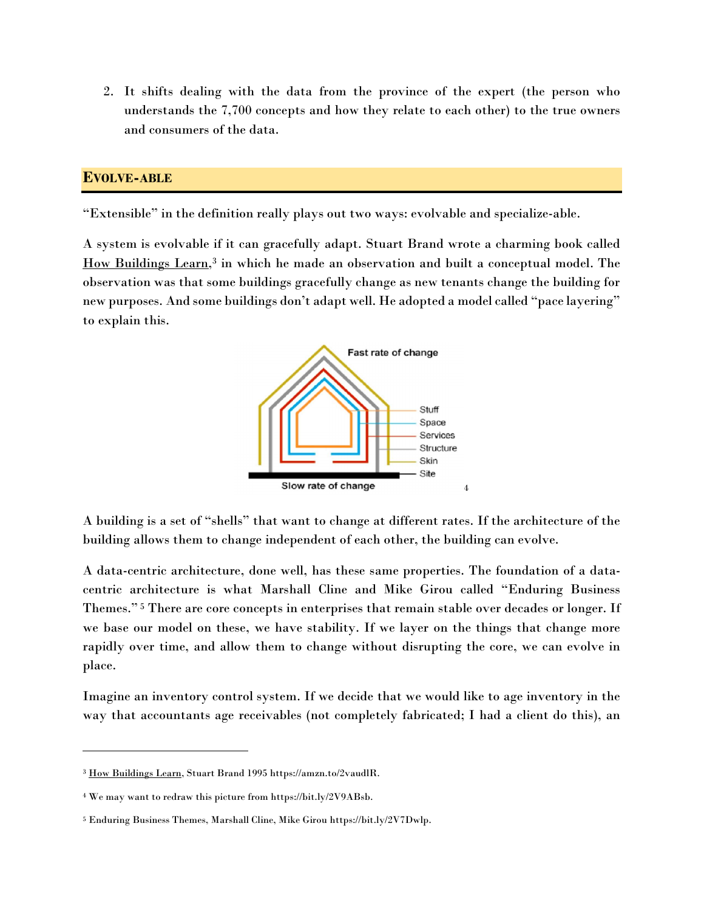2. It shifts dealing with the data from the province of the expert (the person who understands the 7,700 concepts and how they relate to each other) to the true owners and consumers of the data.

## EVOLVE-ABLE

"Extensible" in the definition really plays out two ways: evolvable and specialize-able.

A system is evolvable if it can gracefully adapt. Stuart Brand wrote a charming book called How Buildings Learn,[3] in which he made an observation and built a conceptual model. The observation was that some buildings gracefully change as new tenants change the building for new purposes. And some buildings don't adapt well. He adopted a model called "pace layering" to explain this.

Fast rate of change

Stuff
Space
Services
Structure
Skin
Site

Slow rate of change [4]

A building is a set of "shells" that want to change at different rates. If the architecture of the building allows them to change independent of each other, the building can evolve.

A data-centric architecture, done well, has these same properties. The foundation of a data-centric architecture is what Marshall Cline and Mike Girou called "Enduring Business Themes."[5] There are core concepts in enterprises that remain stable over decades or longer. If we base our model on these, we have stability. If we layer on the things that change more rapidly over time, and allow them to change without disrupting the core, we can evolve in place.

Imagine an inventory control system. If we decide that we would like to age inventory in the way that accountants age receivables (not completely fabricated; I had a client do this), an

---

[3] How Buildings Learn, Stuart Brand 1995 https://amzn.to/2vaudlR.

[4] We may want to redraw this picture from https://bit.ly/2V9ABsb.

[5] Enduring Business Themes, Marshall Cline, Mike Girou https://bit.ly/2V7Dwlp.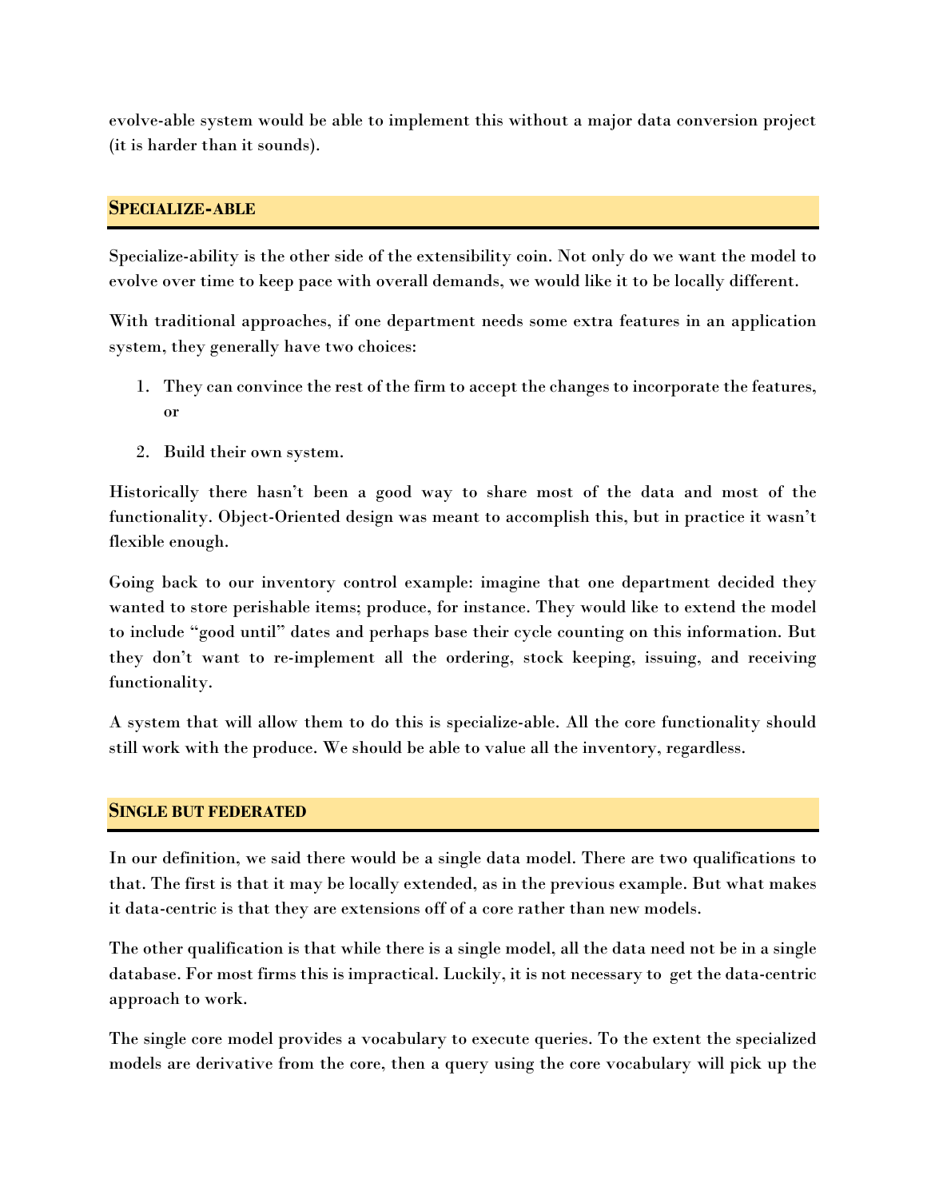evolve-able system would be able to implement this without a major data conversion project (it is harder than it sounds).

## Specialize-able

Specialize-ability is the other side of the extensibility coin. Not only do we want the model to evolve over time to keep pace with overall demands, we would like it to be locally different.

With traditional approaches, if one department needs some extra features in an application system, they generally have two choices:

1. They can convince the rest of the firm to accept the changes to incorporate the features, or
2. Build their own system.

Historically there hasn't been a good way to share most of the data and most of the functionality. Object-Oriented design was meant to accomplish this, but in practice it wasn't flexible enough.

Going back to our inventory control example: imagine that one department decided they wanted to store perishable items; produce, for instance. They would like to extend the model to include "good until" dates and perhaps base their cycle counting on this information. But they don't want to re-implement all the ordering, stock keeping, issuing, and receiving functionality.

A system that will allow them to do this is specialize-able. All the core functionality should still work with the produce. We should be able to value all the inventory, regardless.

## Single but Federated

In our definition, we said there would be a single data model. There are two qualifications to that. The first is that it may be locally extended, as in the previous example. But what makes it data-centric is that they are extensions off of a core rather than new models.

The other qualification is that while there is a single model, all the data need not be in a single database. For most firms this is impractical. Luckily, it is not necessary to get the data-centric approach to work.

The single core model provides a vocabulary to execute queries. To the extent the specialized models are derivative from the core, then a query using the core vocabulary will pick up the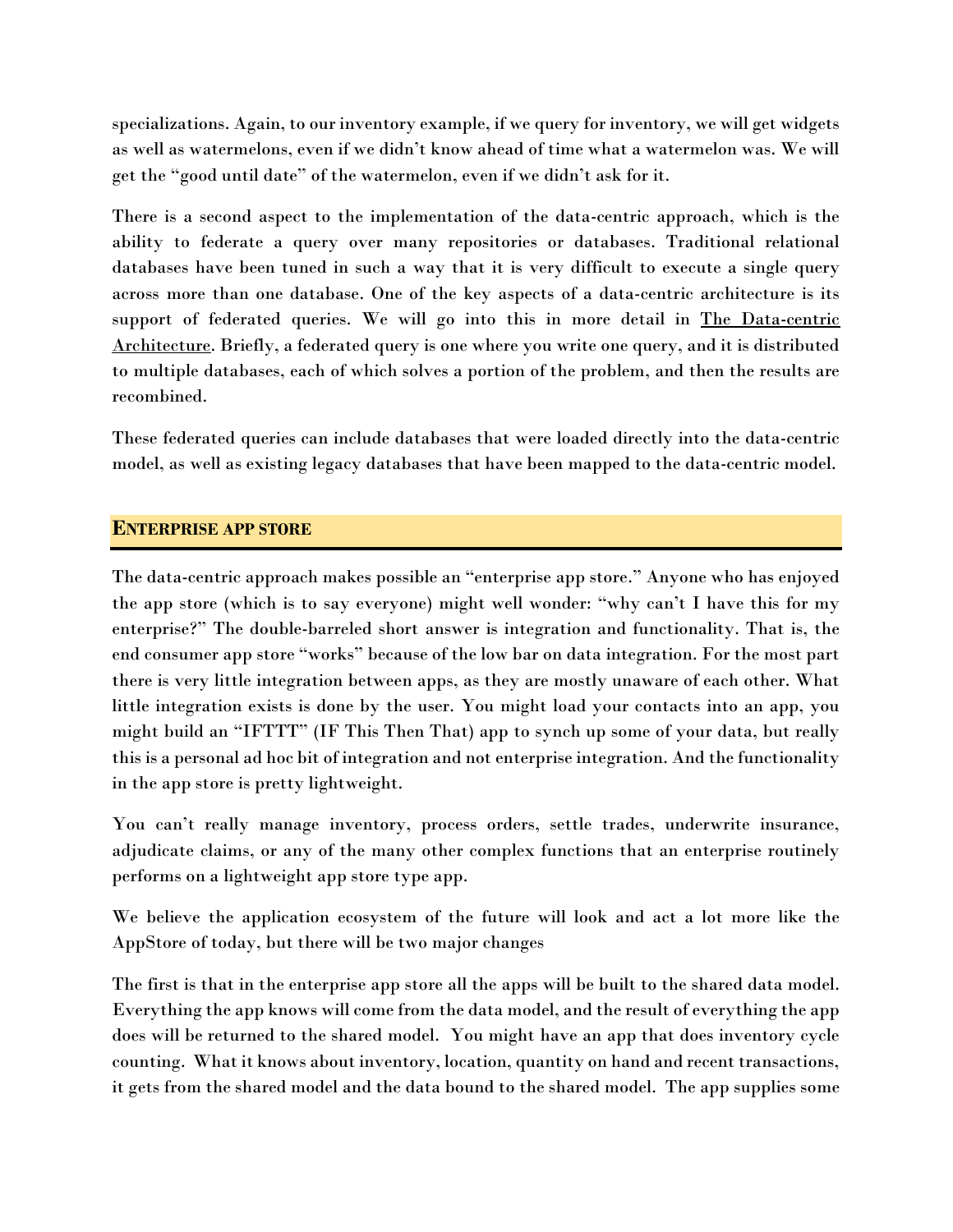specializations. Again, to our inventory example, if we query for inventory, we will get widgets as well as watermelons, even if we didn't know ahead of time what a watermelon was. We will get the "good until date" of the watermelon, even if we didn't ask for it.

There is a second aspect to the implementation of the data-centric approach, which is the ability to federate a query over many repositories or databases. Traditional relational databases have been tuned in such a way that it is very difficult to execute a single query across more than one database. One of the key aspects of a data-centric architecture is its support of federated queries. We will go into this in more detail in The Data-centric Architecture. Briefly, a federated query is one where you write one query, and it is distributed to multiple databases, each of which solves a portion of the problem, and then the results are recombined.

These federated queries can include databases that were loaded directly into the data-centric model, as well as existing legacy databases that have been mapped to the data-centric model.

## Enterprise App Store

The data-centric approach makes possible an "enterprise app store." Anyone who has enjoyed the app store (which is to say everyone) might well wonder: "why can't I have this for my enterprise?" The double-barreled short answer is integration and functionality. That is, the end consumer app store "works" because of the low bar on data integration. For the most part there is very little integration between apps, as they are mostly unaware of each other. What little integration exists is done by the user. You might load your contacts into an app, you might build an "IFTTT" (IF This Then That) app to synch up some of your data, but really this is a personal ad hoc bit of integration and not enterprise integration. And the functionality in the app store is pretty lightweight.

You can't really manage inventory, process orders, settle trades, underwrite insurance, adjudicate claims, or any of the many other complex functions that an enterprise routinely performs on a lightweight app store type app.

We believe the application ecosystem of the future will look and act a lot more like the AppStore of today, but there will be two major changes

The first is that in the enterprise app store all the apps will be built to the shared data model. Everything the app knows will come from the data model, and the result of everything the app does will be returned to the shared model. You might have an app that does inventory cycle counting. What it knows about inventory, location, quantity on hand and recent transactions, it gets from the shared model and the data bound to the shared model. The app supplies some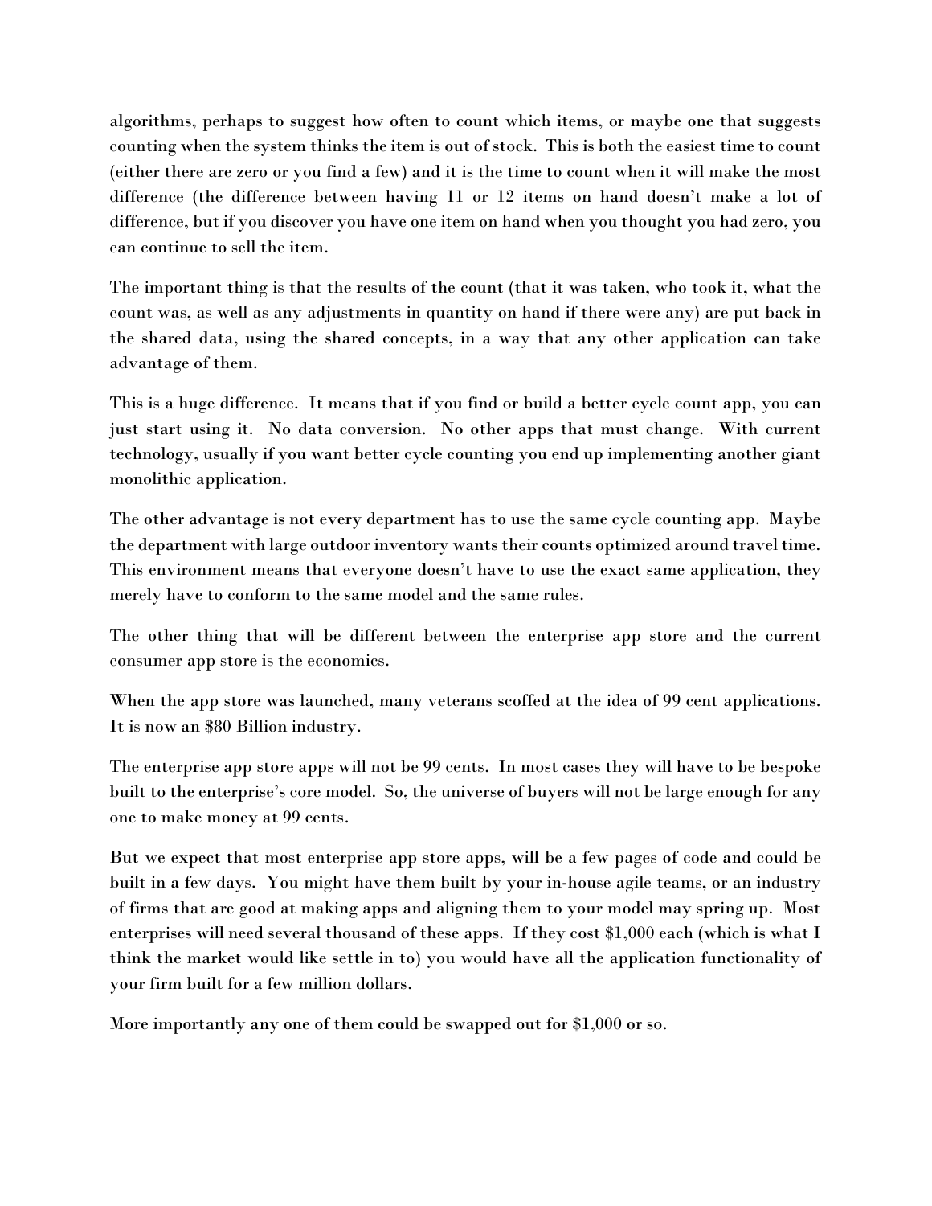algorithms, perhaps to suggest how often to count which items, or maybe one that suggests counting when the system thinks the item is out of stock. This is both the easiest time to count (either there are zero or you find a few) and it is the time to count when it will make the most difference (the difference between having 11 or 12 items on hand doesn't make a lot of difference, but if you discover you have one item on hand when you thought you had zero, you can continue to sell the item.

The important thing is that the results of the count (that it was taken, who took it, what the count was, as well as any adjustments in quantity on hand if there were any) are put back in the shared data, using the shared concepts, in a way that any other application can take advantage of them.

This is a huge difference. It means that if you find or build a better cycle count app, you can just start using it. No data conversion. No other apps that must change. With current technology, usually if you want better cycle counting you end up implementing another giant monolithic application.

The other advantage is not every department has to use the same cycle counting app. Maybe the department with large outdoor inventory wants their counts optimized around travel time. This environment means that everyone doesn't have to use the exact same application, they merely have to conform to the same model and the same rules.

The other thing that will be different between the enterprise app store and the current consumer app store is the economics.

When the app store was launched, many veterans scoffed at the idea of 99 cent applications. It is now an $80 Billion industry.

The enterprise app store apps will not be 99 cents. In most cases they will have to be bespoke built to the enterprise's core model. So, the universe of buyers will not be large enough for any one to make money at 99 cents.

But we expect that most enterprise app store apps, will be a few pages of code and could be built in a few days. You might have them built by your in-house agile teams, or an industry of firms that are good at making apps and aligning them to your model may spring up. Most enterprises will need several thousand of these apps. If they cost $1,000 each (which is what I think the market would like settle in to) you would have all the application functionality of your firm built for a few million dollars.

More importantly any one of them could be swapped out for $1,000 or so.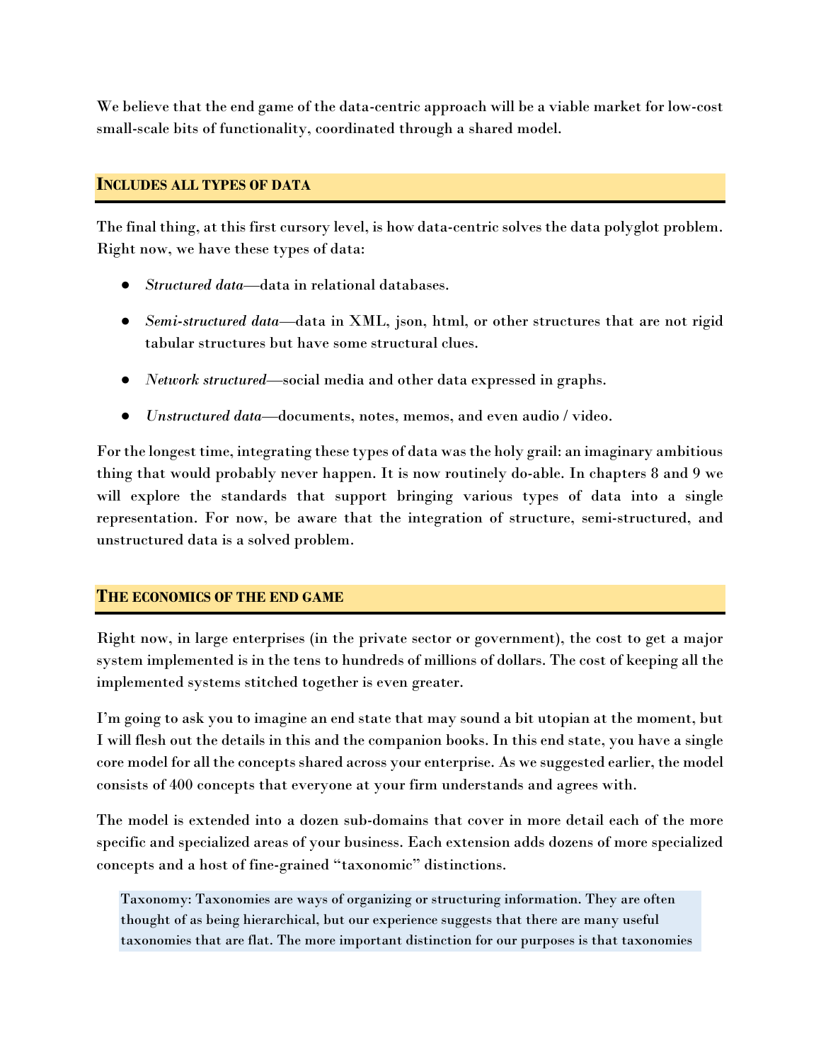We believe that the end game of the data-centric approach will be a viable market for low-cost small-scale bits of functionality, coordinated through a shared model.

## Includes all types of data

The final thing, at this first cursory level, is how data-centric solves the data polyglot problem. Right now, we have these types of data:

- *Structured data*—data in relational databases.
- *Semi-structured data*—data in XML, json, html, or other structures that are not rigid tabular structures but have some structural clues.
- *Network structured*—social media and other data expressed in graphs.
- *Unstructured data*—documents, notes, memos, and even audio / video.

For the longest time, integrating these types of data was the holy grail: an imaginary ambitious thing that would probably never happen. It is now routinely do-able. In chapters 8 and 9 we will explore the standards that support bringing various types of data into a single representation. For now, be aware that the integration of structure, semi-structured, and unstructured data is a solved problem.

## The economics of the end game

Right now, in large enterprises (in the private sector or government), the cost to get a major system implemented is in the tens to hundreds of millions of dollars. The cost of keeping all the implemented systems stitched together is even greater.

I'm going to ask you to imagine an end state that may sound a bit utopian at the moment, but I will flesh out the details in this and the companion books. In this end state, you have a single core model for all the concepts shared across your enterprise. As we suggested earlier, the model consists of 400 concepts that everyone at your firm understands and agrees with.

The model is extended into a dozen sub-domains that cover in more detail each of the more specific and specialized areas of your business. Each extension adds dozens of more specialized concepts and a host of fine-grained "taxonomic" distinctions.

> Taxonomy: Taxonomies are ways of organizing or structuring information. They are often thought of as being hierarchical, but our experience suggests that there are many useful taxonomies that are flat. The more important distinction for our purposes is that taxonomies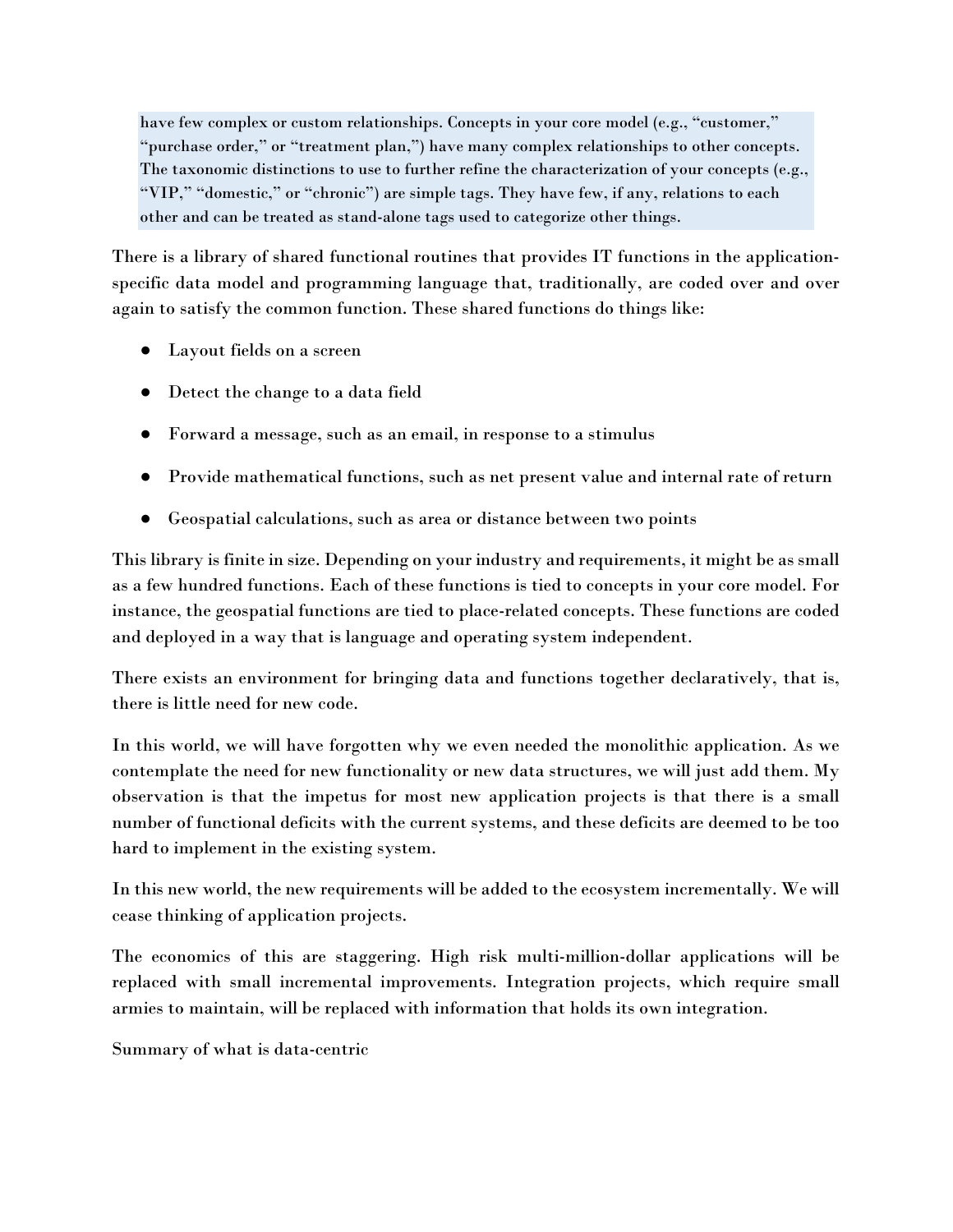> have few complex or custom relationships. Concepts in your core model (e.g., "customer," "purchase order," or "treatment plan,") have many complex relationships to other concepts. The taxonomic distinctions to use to further refine the characterization of your concepts (e.g., "VIP," "domestic," or "chronic") are simple tags. They have few, if any, relations to each other and can be treated as stand-alone tags used to categorize other things.

There is a library of shared functional routines that provides IT functions in the application-specific data model and programming language that, traditionally, are coded over and over again to satisfy the common function. These shared functions do things like:

- Layout fields on a screen
- Detect the change to a data field
- Forward a message, such as an email, in response to a stimulus
- Provide mathematical functions, such as net present value and internal rate of return
- Geospatial calculations, such as area or distance between two points

This library is finite in size. Depending on your industry and requirements, it might be as small as a few hundred functions. Each of these functions is tied to concepts in your core model. For instance, the geospatial functions are tied to place-related concepts. These functions are coded and deployed in a way that is language and operating system independent.

There exists an environment for bringing data and functions together declaratively, that is, there is little need for new code.

In this world, we will have forgotten why we even needed the monolithic application. As we contemplate the need for new functionality or new data structures, we will just add them. My observation is that the impetus for most new application projects is that there is a small number of functional deficits with the current systems, and these deficits are deemed to be too hard to implement in the existing system.

In this new world, the new requirements will be added to the ecosystem incrementally. We will cease thinking of application projects.

The economics of this are staggering. High risk multi-million-dollar applications will be replaced with small incremental improvements. Integration projects, which require small armies to maintain, will be replaced with information that holds its own integration.

Summary of what is data-centric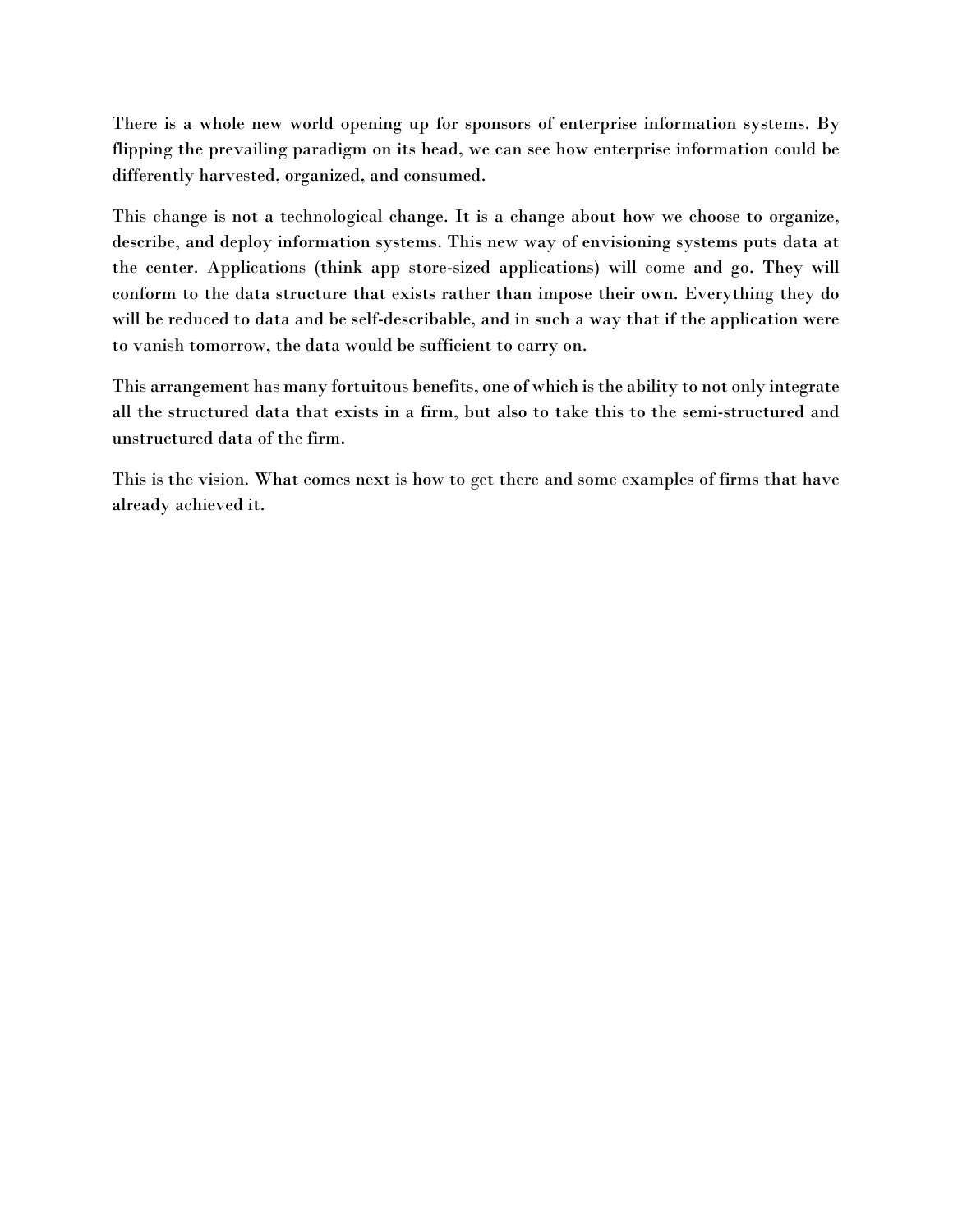There is a whole new world opening up for sponsors of enterprise information systems. By flipping the prevailing paradigm on its head, we can see how enterprise information could be differently harvested, organized, and consumed.

This change is not a technological change. It is a change about how we choose to organize, describe, and deploy information systems. This new way of envisioning systems puts data at the center. Applications (think app store-sized applications) will come and go. They will conform to the data structure that exists rather than impose their own. Everything they do will be reduced to data and be self-describable, and in such a way that if the application were to vanish tomorrow, the data would be sufficient to carry on.

This arrangement has many fortuitous benefits, one of which is the ability to not only integrate all the structured data that exists in a firm, but also to take this to the semi-structured and unstructured data of the firm.

This is the vision. What comes next is how to get there and some examples of firms that have already achieved it.